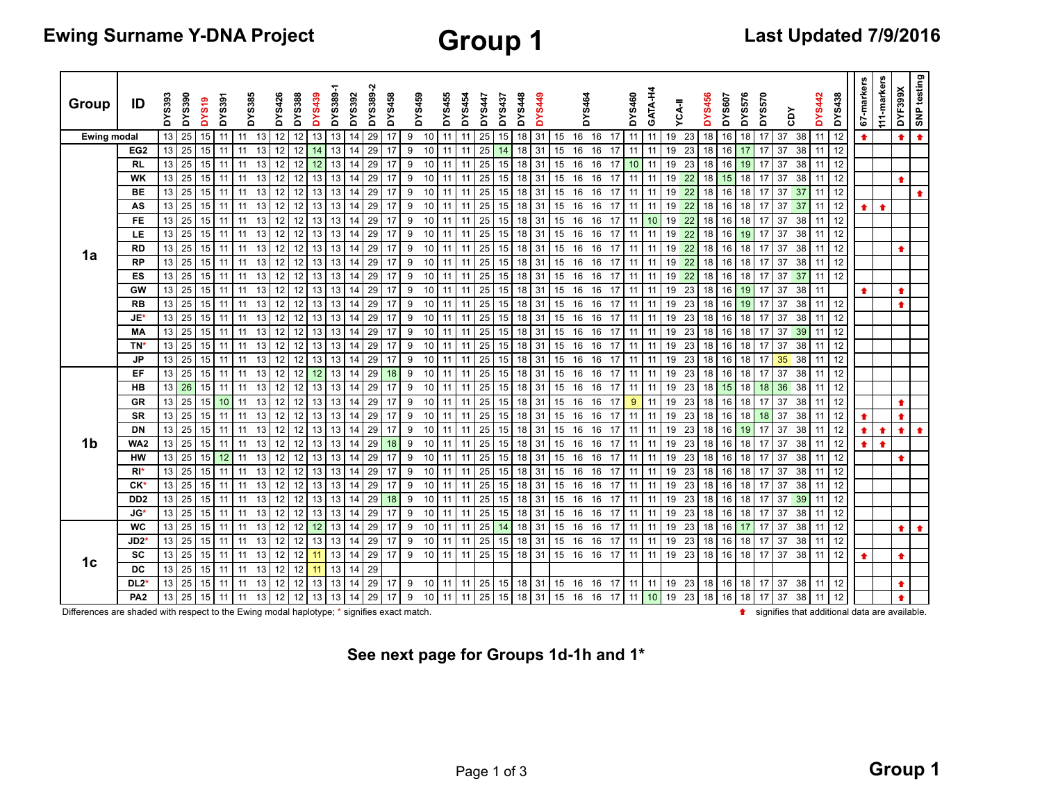# Ewing Surname Y-DNA Project

# Group 1

**Last Updated 7/9/2016**

| Group | ID | DYS393 | DYS390 | DYS19 | DYS391 | DYS385 | | DYS426 | DYS388 | DYS439 | DYS389-1 | DYS392 | DYS389-2 | DYS458 | DYS459 | | DYS455 | DYS454 | DYS447 | DYS437 | DYS448 | DYS449 | DYS464 | | | | DYS460 | GATA-H4 | YCA-II | | DYS456 | DYS607 | DYS576 | DYS570 | CDY | | DYS442 | DYS438 | 67-markers | 111-markers | DYF399X | SNP testing |
|---|---|---|---|---|---|---|---|---|---|---|---|---|---|---|---|---|---|---|---|---|---|---|---|---|---|---|---|---|---|---|---|---|---|---|---|---|---|---|---|---|---|---|
| Ewing modal | | 13 | 25 | 15 | 11 | 11 | 13 | 12 | 12 | 13 | 13 | 14 | 29 | 17 | 9 | 10 | 11 | 11 | 25 | 15 | 18 | 31 | 15 | 16 | 16 | 17 | 11 | 11 | 19 | 23 | 18 | 16 | 18 | 17 | 37 | 38 | 11 | 12 | ↑ | | ↑ | ↑ |
| 1a | EG2 | 13 | 25 | 15 | 11 | 11 | 13 | 12 | 12 | 14 | 13 | 14 | 29 | 17 | 9 | 10 | 11 | 11 | 25 | 14 | 18 | 31 | 15 | 16 | 16 | 17 | 11 | 11 | 19 | 23 | 18 | 16 | 17 | 17 | 37 | 38 | 11 | 12 | | | | |
| | RL | 13 | 25 | 15 | 11 | 11 | 13 | 12 | 12 | 12 | 13 | 14 | 29 | 17 | 9 | 10 | 11 | 11 | 25 | 15 | 18 | 31 | 15 | 16 | 16 | 17 | 10 | 11 | 19 | 23 | 18 | 16 | 19 | 17 | 37 | 38 | 11 | 12 | | | | |
| | WK | 13 | 25 | 15 | 11 | 11 | 13 | 12 | 12 | 13 | 13 | 14 | 29 | 17 | 9 | 10 | 11 | 11 | 25 | 15 | 18 | 31 | 15 | 16 | 16 | 17 | 11 | 11 | 19 | 23 | 18 | 16 | 18 | 17 | 37 | 38 | 11 | 12 | | | ↑ | |
| | BE | 13 | 25 | 15 | 11 | 11 | 13 | 12 | 12 | 13 | 13 | 14 | 29 | 17 | 9 | 10 | 11 | 11 | 25 | 15 | 18 | 31 | 15 | 16 | 16 | 17 | 11 | 11 | 19 | 22 | 18 | 16 | 18 | 17 | 37 | 37 | 11 | 12 | | | | ↑ |
| | AS | 13 | 25 | 15 | 11 | 11 | 13 | 12 | 12 | 13 | 13 | 14 | 29 | 17 | 9 | 10 | 11 | 11 | 25 | 15 | 18 | 31 | 15 | 16 | 16 | 17 | 11 | 11 | 19 | 22 | 18 | 16 | 18 | 17 | 37 | 37 | 11 | 12 | ↑ | ↑ | | |
| | FE | 13 | 25 | 15 | 11 | 11 | 13 | 12 | 12 | 13 | 13 | 14 | 29 | 17 | 9 | 10 | 11 | 11 | 25 | 15 | 18 | 31 | 15 | 16 | 16 | 17 | 11 | 10 | 19 | 22 | 18 | 16 | 18 | 17 | 37 | 38 | 11 | 12 | | | | |
| | LE | 13 | 25 | 15 | 11 | 11 | 13 | 12 | 12 | 13 | 13 | 14 | 29 | 17 | 9 | 10 | 11 | 11 | 25 | 15 | 18 | 31 | 15 | 16 | 16 | 17 | 11 | 11 | 19 | 22 | 18 | 16 | 19 | 17 | 37 | 38 | 11 | 12 | | | | |
| | RD | 13 | 25 | 15 | 11 | 11 | 13 | 12 | 12 | 13 | 13 | 14 | 29 | 17 | 9 | 10 | 11 | 11 | 25 | 15 | 18 | 31 | 15 | 16 | 16 | 17 | 11 | 11 | 19 | 22 | 18 | 16 | 18 | 17 | 37 | 38 | 11 | 12 | | | ↑ | |
| | RP | 13 | 25 | 15 | 11 | 11 | 13 | 12 | 12 | 13 | 13 | 14 | 29 | 17 | 9 | 10 | 11 | 11 | 25 | 15 | 18 | 31 | 15 | 16 | 16 | 17 | 11 | 11 | 19 | 22 | 18 | 16 | 18 | 17 | 37 | 38 | 11 | 12 | | | | |
| | ES | 13 | 25 | 15 | 11 | 11 | 13 | 12 | 12 | 13 | 13 | 14 | 29 | 17 | 9 | 10 | 11 | 11 | 25 | 15 | 18 | 31 | 15 | 16 | 16 | 17 | 11 | 11 | 19 | 22 | 18 | 16 | 18 | 17 | 37 | 37 | 11 | 12 | | | | |
| | GW | 13 | 25 | 15 | 11 | 11 | 13 | 12 | 12 | 13 | 13 | 14 | 29 | 17 | 9 | 10 | 11 | 11 | 25 | 15 | 18 | 31 | 15 | 16 | 16 | 17 | 11 | 11 | 19 | 23 | 18 | 16 | 19 | 17 | 37 | 38 | 11 | | ↑ | | ↑ | |
| | RB | 13 | 25 | 15 | 11 | 11 | 13 | 12 | 12 | 13 | 13 | 14 | 29 | 17 | 9 | 10 | 11 | 11 | 25 | 15 | 18 | 31 | 15 | 16 | 16 | 17 | 11 | 11 | 19 | 23 | 18 | 16 | 19 | 17 | 37 | 38 | 11 | 12 | | | ↑ | |
| | JE* | 13 | 25 | 15 | 11 | 11 | 13 | 12 | 12 | 13 | 13 | 14 | 29 | 17 | 9 | 10 | 11 | 11 | 25 | 15 | 18 | 31 | 15 | 16 | 16 | 17 | 11 | 11 | 19 | 23 | 18 | 16 | 18 | 17 | 37 | 38 | 11 | 12 | | | | |
| | MA | 13 | 25 | 15 | 11 | 11 | 13 | 12 | 12 | 13 | 13 | 14 | 29 | 17 | 9 | 10 | 11 | 11 | 25 | 15 | 18 | 31 | 15 | 16 | 16 | 17 | 11 | 11 | 19 | 23 | 18 | 16 | 18 | 17 | 37 | 39 | 11 | 12 | | | | |
| | TN* | 13 | 25 | 15 | 11 | 11 | 13 | 12 | 12 | 13 | 13 | 14 | 29 | 17 | 9 | 10 | 11 | 11 | 25 | 15 | 18 | 31 | 15 | 16 | 16 | 17 | 11 | 11 | 19 | 23 | 18 | 16 | 18 | 17 | 37 | 38 | 11 | 12 | | | | |
| | JP | 13 | 25 | 15 | 11 | 11 | 13 | 12 | 12 | 13 | 13 | 14 | 29 | 17 | 9 | 10 | 11 | 11 | 25 | 15 | 18 | 31 | 15 | 16 | 16 | 17 | 11 | 11 | 19 | 23 | 18 | 16 | 18 | 17 | 35 | 38 | 11 | 12 | | | | |
| 1b | EF | 13 | 25 | 15 | 11 | 11 | 13 | 12 | 12 | 12 | 13 | 14 | 29 | 18 | 9 | 10 | 11 | 11 | 25 | 15 | 18 | 31 | 15 | 16 | 16 | 17 | 11 | 11 | 19 | 23 | 18 | 16 | 18 | 17 | 37 | 38 | 11 | 12 | | | | |
| | HB | 13 | 26 | 15 | 11 | 11 | 13 | 12 | 12 | 13 | 13 | 14 | 29 | 17 | 9 | 10 | 11 | 11 | 25 | 15 | 18 | 31 | 15 | 16 | 16 | 17 | 11 | 11 | 19 | 23 | 18 | 15 | 18 | 18 | 36 | 38 | 11 | 12 | | | | |
| | GR | 13 | 25 | 15 | 10 | 11 | 13 | 12 | 12 | 13 | 13 | 14 | 29 | 17 | 9 | 10 | 11 | 11 | 25 | 15 | 18 | 31 | 15 | 16 | 16 | 17 | 9 | 11 | 19 | 23 | 18 | 16 | 18 | 17 | 37 | 38 | 11 | 12 | | | ↑ | |
| | SR | 13 | 25 | 15 | 11 | 11 | 13 | 12 | 12 | 13 | 13 | 14 | 29 | 17 | 9 | 10 | 11 | 11 | 25 | 15 | 18 | 31 | 15 | 16 | 16 | 17 | 11 | 11 | 19 | 23 | 18 | 16 | 18 | 18 | 37 | 38 | 11 | 12 | ↑ | | ↑ | |
| | DN | 13 | 25 | 15 | 11 | 11 | 13 | 12 | 12 | 13 | 13 | 14 | 29 | 17 | 9 | 10 | 11 | 11 | 25 | 15 | 18 | 31 | 15 | 16 | 16 | 17 | 11 | 11 | 19 | 23 | 18 | 16 | 19 | 17 | 37 | 38 | 11 | 12 | ↑ | ↑ | ↑ | ↑ |
| | WA2 | 13 | 25 | 15 | 11 | 11 | 13 | 12 | 12 | 13 | 13 | 14 | 29 | 18 | 9 | 10 | 11 | 11 | 25 | 15 | 18 | 31 | 15 | 16 | 16 | 17 | 11 | 11 | 19 | 23 | 18 | 16 | 18 | 17 | 37 | 38 | 11 | 12 | ↑ | ↑ | | |
| | HW | 13 | 25 | 15 | 12 | 11 | 13 | 12 | 12 | 13 | 13 | 14 | 29 | 17 | 9 | 10 | 11 | 11 | 25 | 15 | 18 | 31 | 15 | 16 | 16 | 17 | 11 | 11 | 19 | 23 | 18 | 16 | 18 | 17 | 37 | 38 | 11 | 12 | | | ↑ | |
| | RI* | 13 | 25 | 15 | 11 | 11 | 13 | 12 | 12 | 13 | 13 | 14 | 29 | 17 | 9 | 10 | 11 | 11 | 25 | 15 | 18 | 31 | 15 | 16 | 16 | 17 | 11 | 11 | 19 | 23 | 18 | 16 | 18 | 17 | 37 | 38 | 11 | 12 | | | | |
| | CK* | 13 | 25 | 15 | 11 | 11 | 13 | 12 | 12 | 13 | 13 | 14 | 29 | 17 | 9 | 10 | 11 | 11 | 25 | 15 | 18 | 31 | 15 | 16 | 16 | 17 | 11 | 11 | 19 | 23 | 18 | 16 | 18 | 17 | 37 | 38 | 11 | 12 | | | | |
| | DD2 | 13 | 25 | 15 | 11 | 11 | 13 | 12 | 12 | 13 | 13 | 14 | 29 | 18 | 9 | 10 | 11 | 11 | 25 | 15 | 18 | 31 | 15 | 16 | 16 | 17 | 11 | 11 | 19 | 23 | 18 | 16 | 18 | 17 | 37 | 39 | 11 | 12 | | | | |
| | JG* | 13 | 25 | 15 | 11 | 11 | 13 | 12 | 12 | 13 | 13 | 14 | 29 | 17 | 9 | 10 | 11 | 11 | 25 | 15 | 18 | 31 | 15 | 16 | 16 | 17 | 11 | 11 | 19 | 23 | 18 | 16 | 18 | 17 | 37 | 38 | 11 | 12 | | | | |
| 1c | WC | 13 | 25 | 15 | 11 | 11 | 13 | 12 | 12 | 12 | 13 | 14 | 29 | 17 | 9 | 10 | 11 | 11 | 25 | 14 | 18 | 31 | 15 | 16 | 16 | 17 | 11 | 11 | 19 | 23 | 18 | 16 | 17 | 17 | 37 | 38 | 11 | 12 | | | ↑ | ↑ |
| | JD2* | 13 | 25 | 15 | 11 | 11 | 13 | 12 | 12 | 13 | 13 | 14 | 29 | 17 | 9 | 10 | 11 | 11 | 25 | 15 | 18 | 31 | 15 | 16 | 16 | 17 | 11 | 11 | 19 | 23 | 18 | 16 | 18 | 17 | 37 | 38 | 11 | 12 | | | | |
| | SC | 13 | 25 | 15 | 11 | 11 | 13 | 12 | 12 | 11 | 13 | 14 | 29 | 17 | 9 | 10 | 11 | 11 | 25 | 15 | 18 | 31 | 15 | 16 | 16 | 17 | 11 | 11 | 19 | 23 | 18 | 16 | 18 | 17 | 37 | 38 | 11 | 12 | ↑ | | ↑ | |
| | DC | 13 | 25 | 15 | 11 | 11 | 13 | 12 | 12 | 11 | 13 | 14 | 29 | | | | | | | | | | | | | | | | | | | | | | | | | | | | | |
| | DL2* | 13 | 25 | 15 | 11 | 11 | 13 | 12 | 12 | 13 | 13 | 14 | 29 | 17 | 9 | 10 | 11 | 11 | 25 | 15 | 18 | 31 | 15 | 16 | 16 | 17 | 11 | 11 | 19 | 23 | 18 | 16 | 18 | 17 | 37 | 38 | 11 | 12 | | | ↑ | |
| | PA2 | 13 | 25 | 15 | 11 | 11 | 13 | 12 | 12 | 13 | 13 | 14 | 29 | 17 | 9 | 10 | 11 | 11 | 25 | 15 | 18 | 31 | 15 | 16 | 16 | 17 | 11 | 10 | 19 | 23 | 18 | 16 | 18 | 17 | 37 | 38 | 11 | 12 | | | ↑ | |

Differences are shaded with respect to the Ewing modal haplotype; * signifies exact match.

↑ signifies that additional data are available.

**See next page for Groups 1d-1h and 1***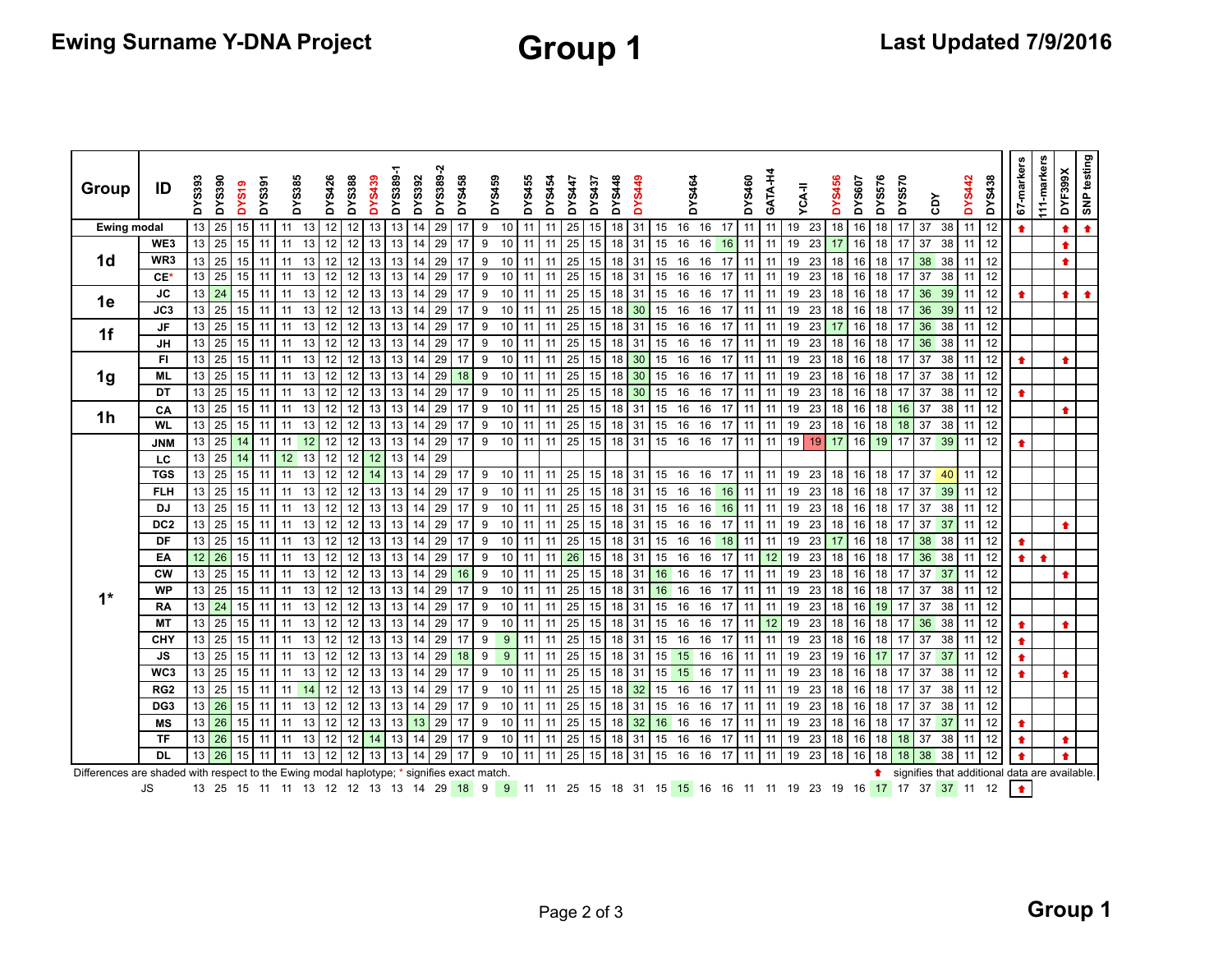# Ewing Surname Y-DNA Project

## Group 1

Last Updated 7/9/2016

| Group | ID | DYS393 | DYS390 | DYS19 | DYS391 | DYS385 | | DYS426 | DYS388 | DYS439 | DYS389-1 | DYS392 | DYS389-2 | DYS458 | DYS459 | | DYS455 | DYS454 | DYS447 | DYS437 | DYS448 | DYS449 | DYS464 | | | | DYS460 | GATA-H4 | YCA-II | | DYS456 | DYS607 | DYS576 | DYS570 | CDY | | DYS442 | DYS438 | 67-markers | 111-markers | DYF399X | SNP testing |
|---|---|---|---|---|---|---|---|---|---|---|---|---|---|---|---|---|---|---|---|---|---|---|---|---|---|---|---|---|---|---|---|---|---|---|---|---|---|---|---|---|---|---|
| Ewing modal | | 13 | 25 | 15 | 11 | 11 | 13 | 12 | 12 | 13 | 13 | 14 | 29 | 17 | 9 | 10 | 11 | 11 | 25 | 15 | 18 | 31 | 15 | 16 | 16 | 17 | 11 | 11 | 19 | 23 | 18 | 16 | 18 | 17 | 37 | 38 | 11 | 12 | ↑ | | ↑ | ↑ |
| 1d | WE3 | 13 | 25 | 15 | 11 | 11 | 13 | 12 | 12 | 13 | 13 | 14 | 29 | 17 | 9 | 10 | 11 | 11 | 25 | 15 | 18 | 31 | 15 | 16 | 16 | 16 | 11 | 11 | 19 | 23 | 17 | 16 | 18 | 17 | 37 | 38 | 11 | 12 | | | ↑ | |
| | WR3 | 13 | 25 | 15 | 11 | 11 | 13 | 12 | 12 | 13 | 13 | 14 | 29 | 17 | 9 | 10 | 11 | 11 | 25 | 15 | 18 | 31 | 15 | 16 | 16 | 17 | 11 | 11 | 19 | 23 | 18 | 16 | 18 | 17 | 38 | 38 | 11 | 12 | | | ↑ | |
| | CE* | 13 | 25 | 15 | 11 | 11 | 13 | 12 | 12 | 13 | 13 | 14 | 29 | 17 | 9 | 10 | 11 | 11 | 25 | 15 | 18 | 31 | 15 | 16 | 16 | 17 | 11 | 11 | 19 | 23 | 18 | 16 | 18 | 17 | 37 | 38 | 11 | 12 | | | | |
| 1e | JC | 13 | 24 | 15 | 11 | 11 | 13 | 12 | 12 | 13 | 13 | 14 | 29 | 17 | 9 | 10 | 11 | 11 | 25 | 15 | 18 | 31 | 15 | 16 | 16 | 17 | 11 | 11 | 19 | 23 | 18 | 16 | 18 | 17 | 36 | 39 | 11 | 12 | ↑ | | ↑ | ↑ |
| | JC3 | 13 | 25 | 15 | 11 | 11 | 13 | 12 | 12 | 13 | 13 | 14 | 29 | 17 | 9 | 10 | 11 | 11 | 25 | 15 | 18 | 30 | 15 | 16 | 16 | 17 | 11 | 11 | 19 | 23 | 18 | 16 | 18 | 17 | 36 | 39 | 11 | 12 | | | | |
| 1f | JF | 13 | 25 | 15 | 11 | 11 | 13 | 12 | 12 | 13 | 13 | 14 | 29 | 17 | 9 | 10 | 11 | 11 | 25 | 15 | 18 | 31 | 15 | 16 | 16 | 17 | 11 | 11 | 19 | 23 | 17 | 16 | 18 | 17 | 36 | 38 | 11 | 12 | | | | |
| | JH | 13 | 25 | 15 | 11 | 11 | 13 | 12 | 12 | 13 | 13 | 14 | 29 | 17 | 9 | 10 | 11 | 11 | 25 | 15 | 18 | 31 | 15 | 16 | 16 | 17 | 11 | 11 | 19 | 23 | 18 | 16 | 18 | 17 | 36 | 38 | 11 | 12 | | | | |
| 1g | FI | 13 | 25 | 15 | 11 | 11 | 13 | 12 | 12 | 13 | 13 | 14 | 29 | 17 | 9 | 10 | 11 | 11 | 25 | 15 | 18 | 30 | 15 | 16 | 16 | 17 | 11 | 11 | 19 | 23 | 18 | 16 | 18 | 17 | 37 | 38 | 11 | 12 | ↑ | | ↑ | |
| | ML | 13 | 25 | 15 | 11 | 11 | 13 | 12 | 12 | 13 | 13 | 14 | 29 | 18 | 9 | 10 | 11 | 11 | 25 | 15 | 18 | 30 | 15 | 16 | 16 | 17 | 11 | 11 | 19 | 23 | 18 | 16 | 18 | 17 | 37 | 38 | 11 | 12 | | | | |
| | DT | 13 | 25 | 15 | 11 | 11 | 13 | 12 | 12 | 13 | 13 | 14 | 29 | 17 | 9 | 10 | 11 | 11 | 25 | 15 | 18 | 30 | 15 | 16 | 16 | 17 | 11 | 11 | 19 | 23 | 18 | 16 | 18 | 17 | 37 | 38 | 11 | 12 | ↑ | | | |
| 1h | CA | 13 | 25 | 15 | 11 | 11 | 13 | 12 | 12 | 13 | 13 | 14 | 29 | 17 | 9 | 10 | 11 | 11 | 25 | 15 | 18 | 31 | 15 | 16 | 16 | 17 | 11 | 11 | 19 | 23 | 18 | 16 | 18 | 16 | 37 | 38 | 11 | 12 | | | ↑ | |
| | WL | 13 | 25 | 15 | 11 | 11 | 13 | 12 | 12 | 13 | 13 | 14 | 29 | 17 | 9 | 10 | 11 | 11 | 25 | 15 | 18 | 31 | 15 | 16 | 16 | 17 | 11 | 11 | 19 | 23 | 18 | 16 | 18 | 18 | 37 | 38 | 11 | 12 | | | | |
| 1* | JNM | 13 | 25 | 14 | 11 | 11 | 12 | 12 | 12 | 13 | 13 | 14 | 29 | 17 | 9 | 10 | 11 | 11 | 25 | 15 | 18 | 31 | 15 | 16 | 16 | 17 | 11 | 11 | 19 | 19 | 17 | 16 | 19 | 17 | 37 | 39 | 11 | 12 | ↑ | | | |
| | LC | 13 | 25 | 14 | 11 | 12 | 13 | 12 | 12 | 12 | 13 | 14 | 29 | | | | | | | | | | | | | | | | | | | | | | | | | | | | | |
| | TGS | 13 | 25 | 15 | 11 | 11 | 13 | 12 | 12 | 14 | 13 | 14 | 29 | 17 | 9 | 10 | 11 | 11 | 25 | 15 | 18 | 31 | 15 | 16 | 16 | 17 | 11 | 11 | 19 | 23 | 18 | 16 | 18 | 17 | 37 | 40 | 11 | 12 | | | | |
| | FLH | 13 | 25 | 15 | 11 | 11 | 13 | 12 | 12 | 13 | 13 | 14 | 29 | 17 | 9 | 10 | 11 | 11 | 25 | 15 | 18 | 31 | 15 | 16 | 16 | 16 | 11 | 11 | 19 | 23 | 18 | 16 | 18 | 17 | 37 | 39 | 11 | 12 | | | | |
| | DJ | 13 | 25 | 15 | 11 | 11 | 13 | 12 | 12 | 13 | 13 | 14 | 29 | 17 | 9 | 10 | 11 | 11 | 25 | 15 | 18 | 31 | 15 | 16 | 16 | 16 | 11 | 11 | 19 | 23 | 18 | 16 | 18 | 17 | 37 | 38 | 11 | 12 | | | | |
| | DC2 | 13 | 25 | 15 | 11 | 11 | 13 | 12 | 12 | 13 | 13 | 14 | 29 | 17 | 9 | 10 | 11 | 11 | 25 | 15 | 18 | 31 | 15 | 16 | 16 | 17 | 11 | 11 | 19 | 23 | 18 | 16 | 18 | 17 | 37 | 37 | 11 | 12 | | | ↑ | |
| | DF | 13 | 25 | 15 | 11 | 11 | 13 | 12 | 12 | 13 | 13 | 14 | 29 | 17 | 9 | 10 | 11 | 11 | 25 | 15 | 18 | 31 | 15 | 16 | 16 | 18 | 11 | 11 | 19 | 23 | 17 | 16 | 18 | 17 | 38 | 38 | 11 | 12 | ↑ | | | |
| | EA | 12 | 26 | 15 | 11 | 11 | 13 | 12 | 12 | 13 | 13 | 14 | 29 | 17 | 9 | 10 | 11 | 11 | 26 | 15 | 18 | 31 | 15 | 16 | 16 | 17 | 11 | 12 | 19 | 23 | 18 | 16 | 18 | 17 | 36 | 38 | 11 | 12 | ↑ | ↑ | | |
| | CW | 13 | 25 | 15 | 11 | 11 | 13 | 12 | 12 | 13 | 13 | 14 | 29 | 16 | 9 | 10 | 11 | 11 | 25 | 15 | 18 | 31 | 16 | 16 | 16 | 17 | 11 | 11 | 19 | 23 | 18 | 16 | 18 | 17 | 37 | 37 | 11 | 12 | | | ↑ | |
| | WP | 13 | 25 | 15 | 11 | 11 | 13 | 12 | 12 | 13 | 13 | 14 | 29 | 17 | 9 | 10 | 11 | 11 | 25 | 15 | 18 | 31 | 16 | 16 | 16 | 17 | 11 | 11 | 19 | 23 | 18 | 16 | 18 | 17 | 37 | 38 | 11 | 12 | | | | |
| | RA | 13 | 24 | 15 | 11 | 11 | 13 | 12 | 12 | 13 | 13 | 14 | 29 | 17 | 9 | 10 | 11 | 11 | 25 | 15 | 18 | 31 | 15 | 16 | 16 | 17 | 11 | 11 | 19 | 23 | 18 | 16 | 19 | 17 | 37 | 38 | 11 | 12 | | | | |
| | MT | 13 | 25 | 15 | 11 | 11 | 13 | 12 | 12 | 13 | 13 | 14 | 29 | 17 | 9 | 10 | 11 | 11 | 25 | 15 | 18 | 31 | 15 | 16 | 16 | 17 | 11 | 12 | 19 | 23 | 18 | 16 | 18 | 17 | 36 | 38 | 11 | 12 | ↑ | | ↑ | |
| | CHY | 13 | 25 | 15 | 11 | 11 | 13 | 12 | 12 | 13 | 13 | 14 | 29 | 17 | 9 | 9 | 11 | 11 | 25 | 15 | 18 | 31 | 15 | 16 | 16 | 17 | 11 | 11 | 19 | 23 | 18 | 16 | 18 | 17 | 37 | 38 | 11 | 12 | ↑ | | | |
| | JS | 13 | 25 | 15 | 11 | 11 | 13 | 12 | 12 | 13 | 13 | 14 | 29 | 18 | 9 | 9 | 11 | 11 | 25 | 15 | 18 | 31 | 15 | 15 | 16 | 16 | 11 | 11 | 19 | 23 | 19 | 16 | 17 | 17 | 37 | 37 | 11 | 12 | ↑ | | | |
| | WC3 | 13 | 25 | 15 | 11 | 11 | 13 | 12 | 12 | 13 | 13 | 14 | 29 | 17 | 9 | 10 | 11 | 11 | 25 | 15 | 18 | 31 | 15 | 15 | 16 | 17 | 11 | 11 | 19 | 23 | 18 | 16 | 18 | 17 | 37 | 38 | 11 | 12 | ↑ | | ↑ | |
| | RG2 | 13 | 25 | 15 | 11 | 11 | 14 | 12 | 12 | 13 | 13 | 14 | 29 | 17 | 9 | 10 | 11 | 11 | 25 | 15 | 18 | 32 | 15 | 16 | 16 | 17 | 11 | 11 | 19 | 23 | 18 | 16 | 18 | 17 | 37 | 38 | 11 | 12 | | | | |
| | DG3 | 13 | 26 | 15 | 11 | 11 | 13 | 12 | 12 | 13 | 13 | 14 | 29 | 17 | 9 | 10 | 11 | 11 | 25 | 15 | 18 | 31 | 15 | 16 | 16 | 17 | 11 | 11 | 19 | 23 | 18 | 16 | 18 | 17 | 37 | 38 | 11 | 12 | | | | |
| | MS | 13 | 26 | 15 | 11 | 11 | 13 | 12 | 12 | 13 | 13 | 13 | 29 | 17 | 9 | 10 | 11 | 11 | 25 | 15 | 18 | 32 | 16 | 16 | 16 | 17 | 11 | 11 | 19 | 23 | 18 | 16 | 18 | 17 | 37 | 37 | 11 | 12 | ↑ | | | |
| | TF | 13 | 26 | 15 | 11 | 11 | 13 | 12 | 12 | 14 | 13 | 14 | 29 | 17 | 9 | 10 | 11 | 11 | 25 | 15 | 18 | 31 | 15 | 16 | 16 | 17 | 11 | 11 | 19 | 23 | 18 | 16 | 18 | 18 | 37 | 38 | 11 | 12 | ↑ | | ↑ | |
| | DL | 13 | 26 | 15 | 11 | 11 | 13 | 12 | 12 | 13 | 13 | 14 | 29 | 17 | 9 | 10 | 11 | 11 | 25 | 15 | 18 | 31 | 15 | 16 | 16 | 17 | 11 | 11 | 19 | 23 | 18 | 16 | 18 | 18 | 38 | 38 | 11 | 12 | ↑ | | ↑ | |

Differences are shaded with respect to the Ewing modal haplotype; * signifies exact match. ↑ signifies that additional data are available.

| | JS | 13 | 25 | 15 | 11 | 11 | 13 | 12 | 12 | 13 | 13 | 14 | 29 | 18 | 9 | 9 | 11 | 11 | 25 | 15 | 18 | 31 | 15 | 15 | 16 | 16 | 11 | 11 | 19 | 23 | 19 | 16 | 17 | 17 | 37 | 37 | 11 | 12 | ↑ |
|---|---|---|---|---|---|---|---|---|---|---|---|---|---|---|---|---|---|---|---|---|---|---|---|---|---|---|---|---|---|---|---|---|---|---|---|---|---|---|---|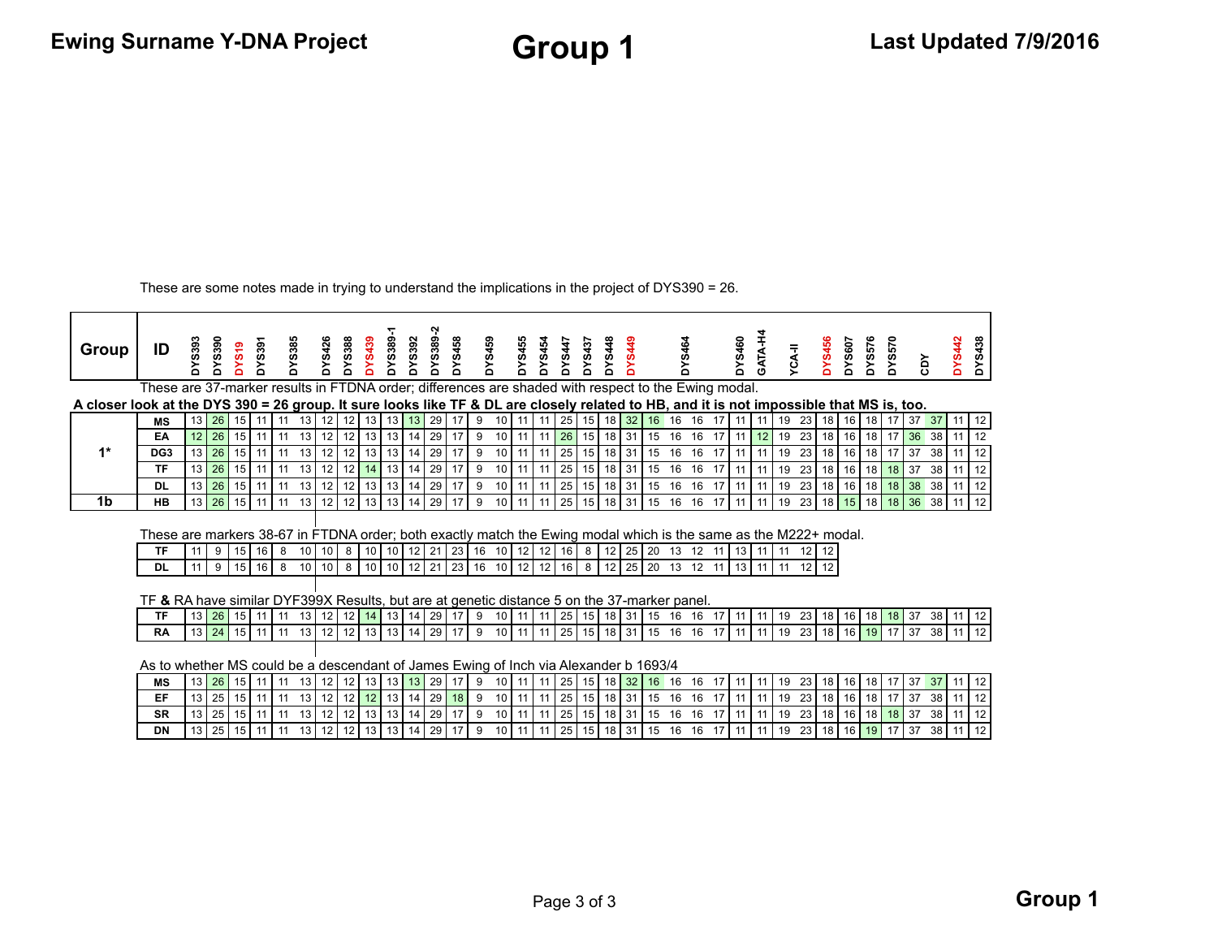These are some notes made in trying to understand the implications in the project of DYS390 = 26.

| Group | ID | DYS393 | DYS390 | DYS19 | DYS391 | DYS385 | | DYS426 | DYS388 | DYS439 | DYS389-1 | DYS392 | DYS389-2 | DYS458 | DYS459 | | DYS455 | DYS454 | DYS447 | DYS437 | DYS448 | DYS449 | DYS464 | | | | DYS460 | GATA-H4 | YCA-II | | DYS456 | DYS607 | DYS576 | DYS570 | CDY | | DYS442 | DYS438 |
|---|---|---|---|---|---|---|---|---|---|---|---|---|---|---|---|---|---|---|---|---|---|---|---|---|---|---|---|---|---|---|---|---|---|---|---|---|---|---|
| | These are 37-marker results in FTDNA order; differences are shaded with respect to the Ewing modal. | | | | | | | | | | | | | | | | | | | | | | | | | | | | | | | | | | | | | |
| | **A closer look at the DYS 390 = 26 group. It sure looks like TF & DL are closely related to HB, and it is not impossible that MS is, too.** | | | | | | | | | | | | | | | | | | | | | | | | | | | | | | | | | | | | | |
| 1* | MS | 13 | 26 | 15 | 11 | 11 | 13 | 12 | 12 | 13 | 13 | 13 | 29 | 17 | 9 | 10 | 11 | 11 | 25 | 15 | 18 | 32 | 16 | 16 | 16 | 17 | 11 | 11 | 19 | 23 | 18 | 16 | 18 | 17 | 37 | 37 | 11 | 12 |
| | EA | 12 | 26 | 15 | 11 | 11 | 13 | 12 | 12 | 13 | 13 | 14 | 29 | 17 | 9 | 10 | 11 | 11 | 26 | 15 | 18 | 31 | 15 | 16 | 16 | 17 | 11 | 12 | 19 | 23 | 18 | 16 | 18 | 17 | 36 | 38 | 11 | 12 |
| | DG3 | 13 | 26 | 15 | 11 | 11 | 13 | 12 | 12 | 13 | 13 | 14 | 29 | 17 | 9 | 10 | 11 | 11 | 25 | 15 | 18 | 31 | 15 | 16 | 16 | 17 | 11 | 11 | 19 | 23 | 18 | 16 | 18 | 17 | 37 | 38 | 11 | 12 |
| | TF | 13 | 26 | 15 | 11 | 11 | 13 | 12 | 12 | 14 | 13 | 14 | 29 | 17 | 9 | 10 | 11 | 11 | 25 | 15 | 18 | 31 | 15 | 16 | 16 | 17 | 11 | 11 | 19 | 23 | 18 | 16 | 18 | 18 | 37 | 38 | 11 | 12 |
| | DL | 13 | 26 | 15 | 11 | 11 | 13 | 12 | 12 | 13 | 13 | 14 | 29 | 17 | 9 | 10 | 11 | 11 | 25 | 15 | 18 | 31 | 15 | 16 | 16 | 17 | 11 | 11 | 19 | 23 | 18 | 16 | 18 | 18 | 38 | 38 | 11 | 12 |
| 1b | HB | 13 | 26 | 15 | 11 | 11 | 13 | 12 | 12 | 13 | 13 | 14 | 29 | 17 | 9 | 10 | 11 | 11 | 25 | 15 | 18 | 31 | 15 | 16 | 16 | 17 | 11 | 11 | 19 | 23 | 18 | 15 | 18 | 18 | 36 | 38 | 11 | 12 |

These are markers 38-67 in FTDNA order; both exactly match the Ewing modal which is the same as the M222+ modal.

| | | | | | | | | | | | | | | | | | | | | | | | | | | | | | | |
|---|---|---|---|---|---|---|---|---|---|---|---|---|---|---|---|---|---|---|---|---|---|---|---|---|---|---|---|---|---|---|
| TF | 11 | 9 | 15 | 16 | 8 | 10 | 10 | 8 | 10 | 10 | 12 | 21 | 23 | 16 | 10 | 12 | 12 | 16 | 8 | 12 | 25 | 20 | 13 | 12 | 11 | 13 | 11 | 11 | 12 | 12 |
| DL | 11 | 9 | 15 | 16 | 8 | 10 | 10 | 8 | 10 | 10 | 12 | 21 | 23 | 16 | 10 | 12 | 12 | 16 | 8 | 12 | 25 | 20 | 13 | 12 | 11 | 13 | 11 | 11 | 12 | 12 |

TF **&** RA have similar DYF399X Results, but are at genetic distance 5 on the 37-marker panel.

| | | | | | | | | | | | | | | | | | | | | | | | | | | | | | | | | | | | | | |
|---|---|---|---|---|---|---|---|---|---|---|---|---|---|---|---|---|---|---|---|---|---|---|---|---|---|---|---|---|---|---|---|---|---|---|---|---|---|
| TF | 13 | 26 | 15 | 11 | 11 | 13 | 12 | 12 | 14 | 13 | 14 | 29 | 17 | 9 | 10 | 11 | 11 | 25 | 15 | 18 | 31 | 15 | 16 | 16 | 17 | 11 | 11 | 19 | 23 | 18 | 16 | 18 | 18 | 37 | 38 | 11 | 12 |
| RA | 13 | 24 | 15 | 11 | 11 | 13 | 12 | 12 | 13 | 13 | 14 | 29 | 17 | 9 | 10 | 11 | 11 | 25 | 15 | 18 | 31 | 15 | 16 | 16 | 17 | 11 | 11 | 19 | 23 | 18 | 16 | 19 | 17 | 37 | 38 | 11 | 12 |

As to whether MS could be a descendant of James Ewing of Inch via Alexander b 1693/4

| | | | | | | | | | | | | | | | | | | | | | | | | | | | | | | | | | | | | | |
|---|---|---|---|---|---|---|---|---|---|---|---|---|---|---|---|---|---|---|---|---|---|---|---|---|---|---|---|---|---|---|---|---|---|---|---|---|---|
| MS | 13 | 26 | 15 | 11 | 11 | 13 | 12 | 12 | 13 | 13 | 13 | 29 | 17 | 9 | 10 | 11 | 11 | 25 | 15 | 18 | 32 | 16 | 16 | 16 | 17 | 11 | 11 | 19 | 23 | 18 | 16 | 18 | 17 | 37 | 37 | 11 | 12 |
| EF | 13 | 25 | 15 | 11 | 11 | 13 | 12 | 12 | 12 | 13 | 14 | 29 | 18 | 9 | 10 | 11 | 11 | 25 | 15 | 18 | 31 | 15 | 16 | 16 | 17 | 11 | 11 | 19 | 23 | 18 | 16 | 18 | 17 | 37 | 38 | 11 | 12 |
| SR | 13 | 25 | 15 | 11 | 11 | 13 | 12 | 12 | 13 | 13 | 14 | 29 | 17 | 9 | 10 | 11 | 11 | 25 | 15 | 18 | 31 | 15 | 16 | 16 | 17 | 11 | 11 | 19 | 23 | 18 | 16 | 18 | 18 | 37 | 38 | 11 | 12 |
| DN | 13 | 25 | 15 | 11 | 11 | 13 | 12 | 12 | 13 | 13 | 14 | 29 | 17 | 9 | 10 | 11 | 11 | 25 | 15 | 18 | 31 | 15 | 16 | 16 | 17 | 11 | 11 | 19 | 23 | 18 | 16 | 19 | 17 | 37 | 38 | 11 | 12 |